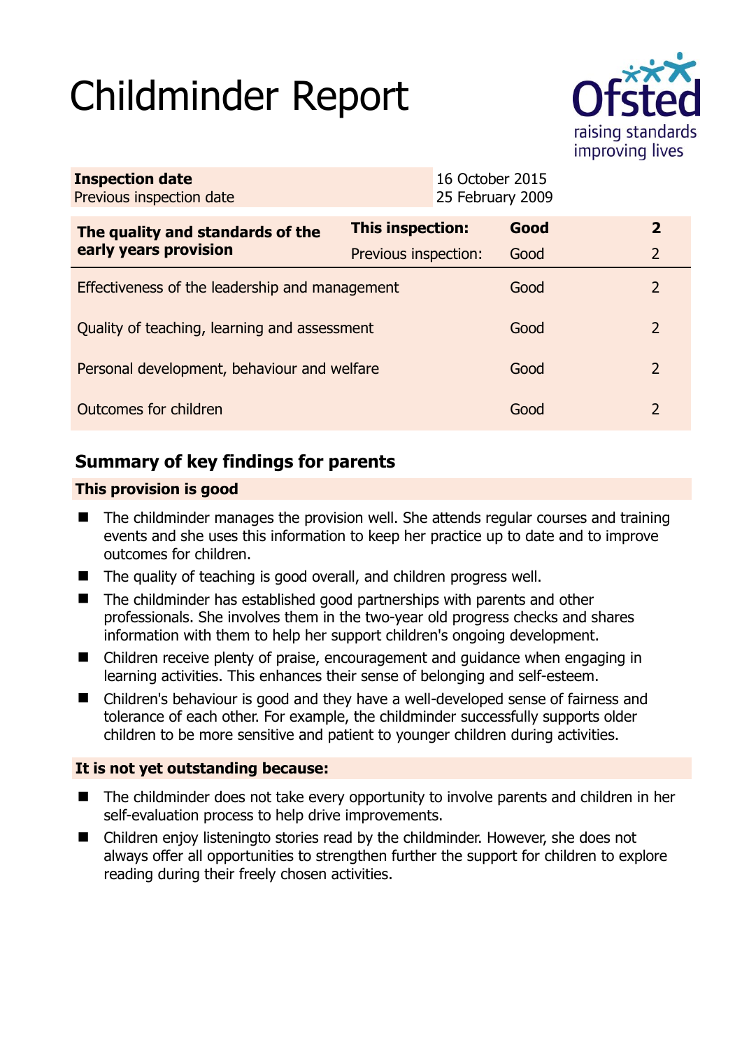# Childminder Report

Ofsted
raising standards
improving lives

| **Inspection date** | 16 October 2015 |
|---|---|
| Previous inspection date | 25 February 2009 |

| **The quality and standards of the early years provision** | **This inspection:** | **Good** | **2** |
|---|---|---|---|
| | Previous inspection: | Good | 2 |
| Effectiveness of the leadership and management | | Good | 2 |
| Quality of teaching, learning and assessment | | Good | 2 |
| Personal development, behaviour and welfare | | Good | 2 |
| Outcomes for children | | Good | 2 |

## Summary of key findings for parents

### This provision is good

- The childminder manages the provision well. She attends regular courses and training events and she uses this information to keep her practice up to date and to improve outcomes for children.
- The quality of teaching is good overall, and children progress well.
- The childminder has established good partnerships with parents and other professionals. She involves them in the two-year old progress checks and shares information with them to help her support children's ongoing development.
- Children receive plenty of praise, encouragement and guidance when engaging in learning activities. This enhances their sense of belonging and self-esteem.
- Children's behaviour is good and they have a well-developed sense of fairness and tolerance of each other. For example, the childminder successfully supports older children to be more sensitive and patient to younger children during activities.

### It is not yet outstanding because:

- The childminder does not take every opportunity to involve parents and children in her self-evaluation process to help drive improvements.
- Children enjoy listeningto stories read by the childminder. However, she does not always offer all opportunities to strengthen further the support for children to explore reading during their freely chosen activities.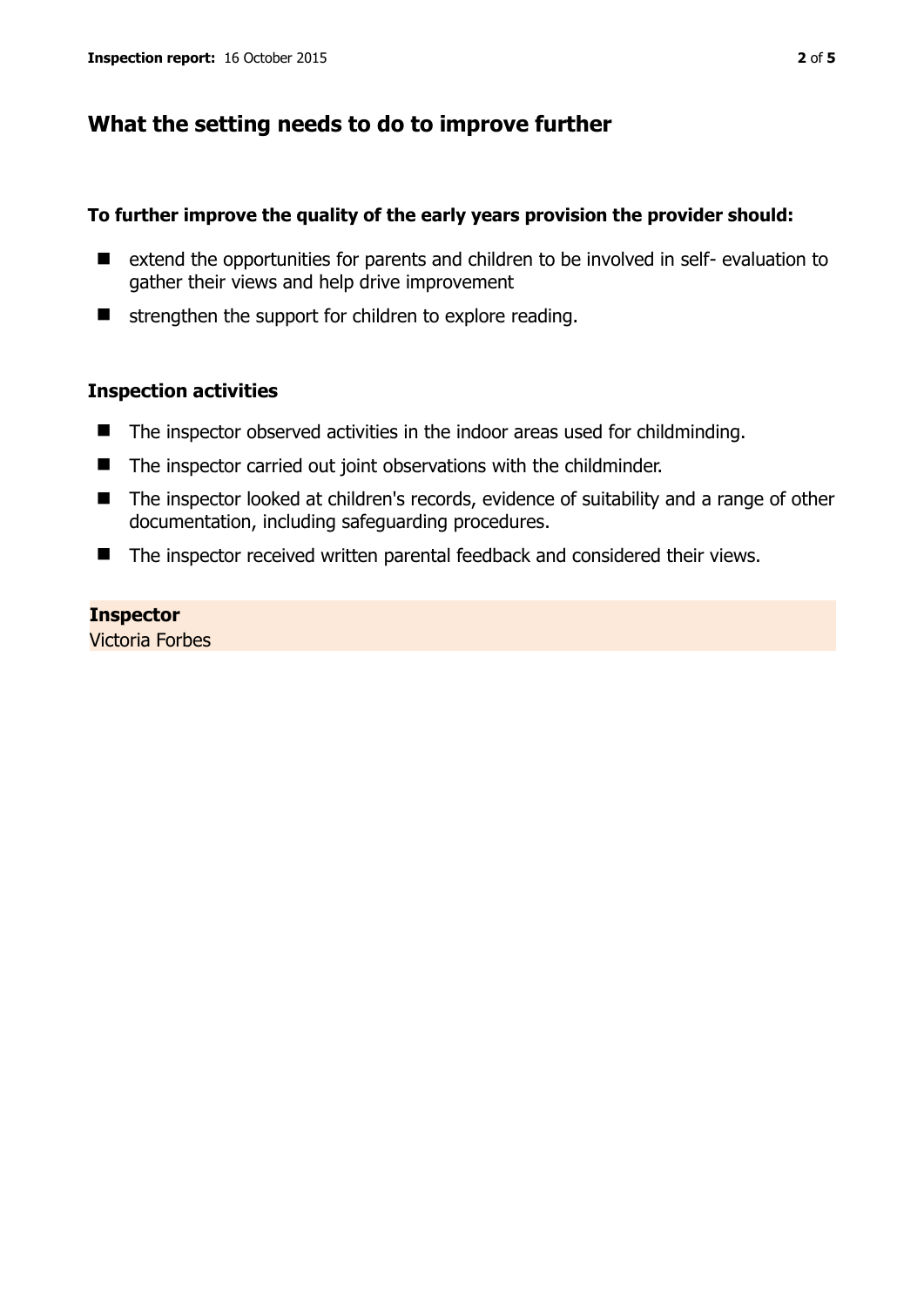## What the setting needs to do to improve further

**To further improve the quality of the early years provision the provider should:**

- extend the opportunities for parents and children to be involved in self- evaluation to gather their views and help drive improvement
- strengthen the support for children to explore reading.

### Inspection activities

- The inspector observed activities in the indoor areas used for childminding.
- The inspector carried out joint observations with the childminder.
- The inspector looked at children's records, evidence of suitability and a range of other documentation, including safeguarding procedures.
- The inspector received written parental feedback and considered their views.

**Inspector**
Victoria Forbes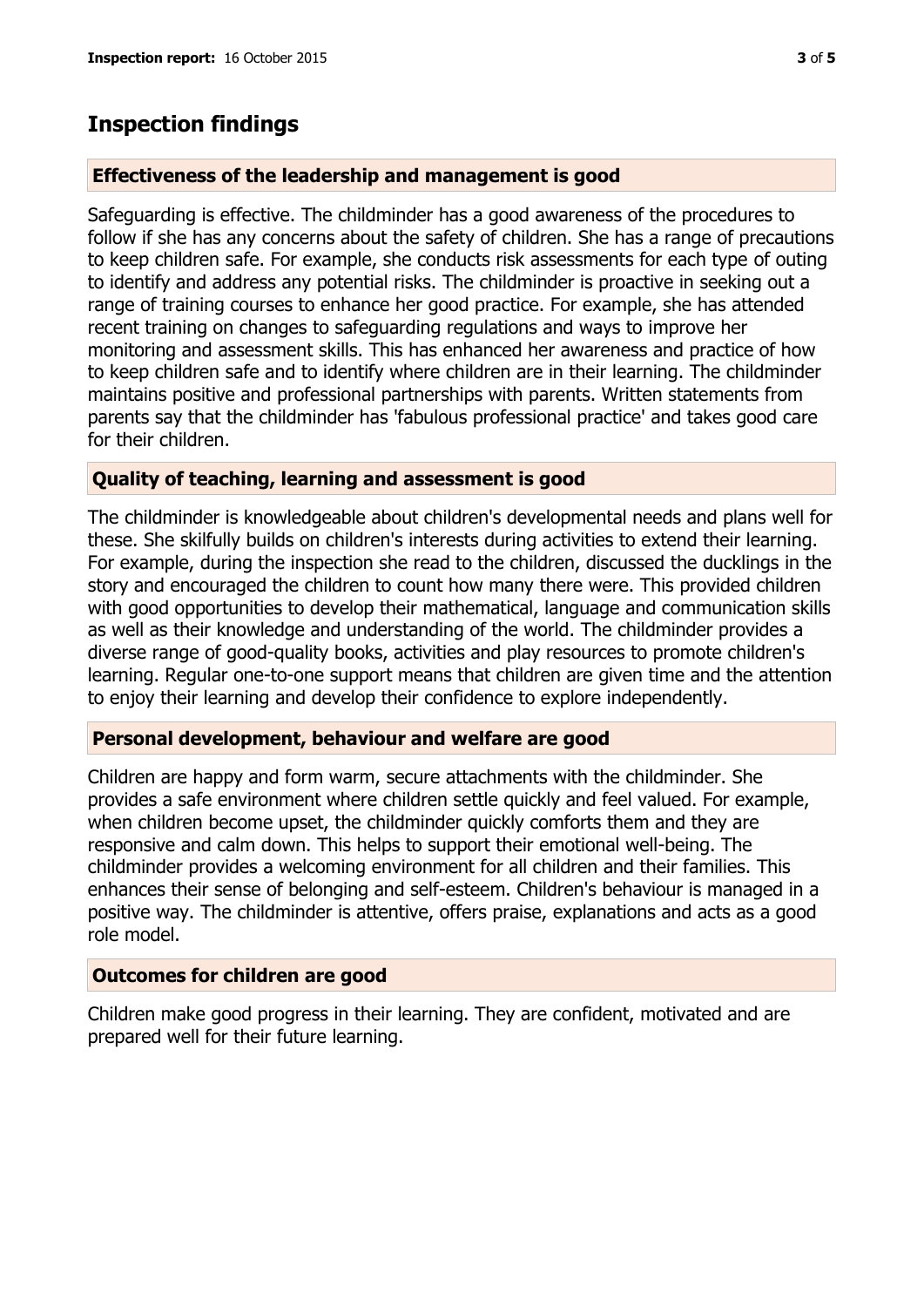## Inspection findings

### Effectiveness of the leadership and management is good

Safeguarding is effective. The childminder has a good awareness of the procedures to follow if she has any concerns about the safety of children. She has a range of precautions to keep children safe. For example, she conducts risk assessments for each type of outing to identify and address any potential risks. The childminder is proactive in seeking out a range of training courses to enhance her good practice. For example, she has attended recent training on changes to safeguarding regulations and ways to improve her monitoring and assessment skills. This has enhanced her awareness and practice of how to keep children safe and to identify where children are in their learning. The childminder maintains positive and professional partnerships with parents. Written statements from parents say that the childminder has 'fabulous professional practice' and takes good care for their children.

### Quality of teaching, learning and assessment is good

The childminder is knowledgeable about children's developmental needs and plans well for these. She skilfully builds on children's interests during activities to extend their learning. For example, during the inspection she read to the children, discussed the ducklings in the story and encouraged the children to count how many there were. This provided children with good opportunities to develop their mathematical, language and communication skills as well as their knowledge and understanding of the world. The childminder provides a diverse range of good-quality books, activities and play resources to promote children's learning. Regular one-to-one support means that children are given time and the attention to enjoy their learning and develop their confidence to explore independently.

### Personal development, behaviour and welfare are good

Children are happy and form warm, secure attachments with the childminder. She provides a safe environment where children settle quickly and feel valued. For example, when children become upset, the childminder quickly comforts them and they are responsive and calm down. This helps to support their emotional well-being. The childminder provides a welcoming environment for all children and their families. This enhances their sense of belonging and self-esteem. Children's behaviour is managed in a positive way. The childminder is attentive, offers praise, explanations and acts as a good role model.

### Outcomes for children are good

Children make good progress in their learning. They are confident, motivated and are prepared well for their future learning.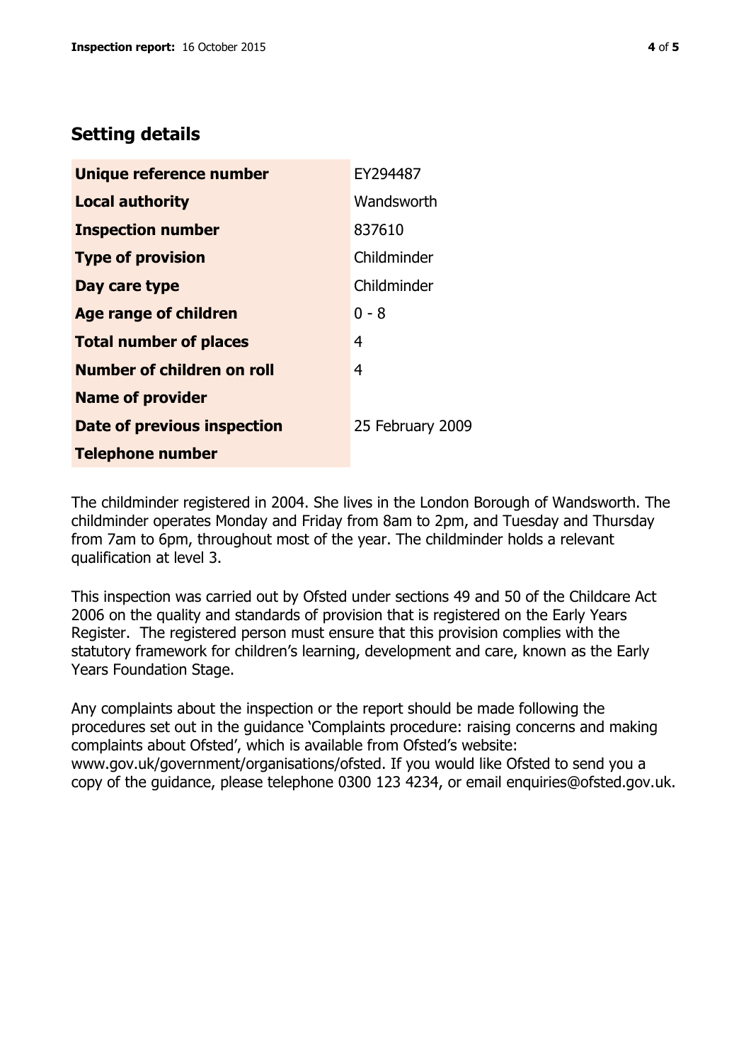## Setting details

| | |
|---|---|
| **Unique reference number** | EY294487 |
| **Local authority** | Wandsworth |
| **Inspection number** | 837610 |
| **Type of provision** | Childminder |
| **Day care type** | Childminder |
| **Age range of children** | 0 - 8 |
| **Total number of places** | 4 |
| **Number of children on roll** | 4 |
| **Name of provider** | |
| **Date of previous inspection** | 25 February 2009 |
| **Telephone number** | |

The childminder registered in 2004. She lives in the London Borough of Wandsworth. The childminder operates Monday and Friday from 8am to 2pm, and Tuesday and Thursday from 7am to 6pm, throughout most of the year. The childminder holds a relevant qualification at level 3.

This inspection was carried out by Ofsted under sections 49 and 50 of the Childcare Act 2006 on the quality and standards of provision that is registered on the Early Years Register. The registered person must ensure that this provision complies with the statutory framework for children's learning, development and care, known as the Early Years Foundation Stage.

Any complaints about the inspection or the report should be made following the procedures set out in the guidance 'Complaints procedure: raising concerns and making complaints about Ofsted', which is available from Ofsted's website: www.gov.uk/government/organisations/ofsted. If you would like Ofsted to send you a copy of the guidance, please telephone 0300 123 4234, or email enquiries@ofsted.gov.uk.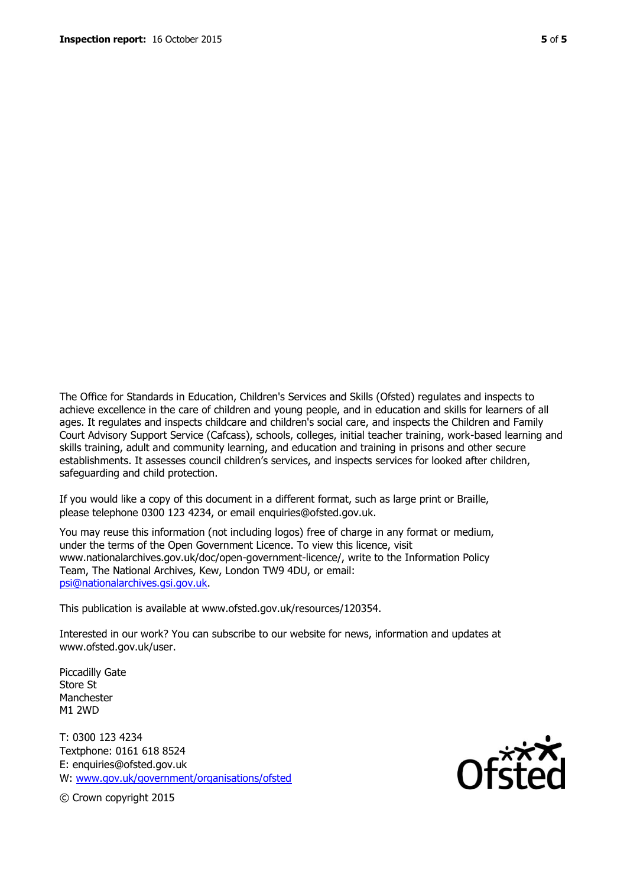The Office for Standards in Education, Children's Services and Skills (Ofsted) regulates and inspects to achieve excellence in the care of children and young people, and in education and skills for learners of all ages. It regulates and inspects childcare and children's social care, and inspects the Children and Family Court Advisory Support Service (Cafcass), schools, colleges, initial teacher training, work-based learning and skills training, adult and community learning, and education and training in prisons and other secure establishments. It assesses council children's services, and inspects services for looked after children, safeguarding and child protection.

If you would like a copy of this document in a different format, such as large print or Braille, please telephone 0300 123 4234, or email enquiries@ofsted.gov.uk.

You may reuse this information (not including logos) free of charge in any format or medium, under the terms of the Open Government Licence. To view this licence, visit www.nationalarchives.gov.uk/doc/open-government-licence/, write to the Information Policy Team, The National Archives, Kew, London TW9 4DU, or email: psi@nationalarchives.gsi.gov.uk.

This publication is available at www.ofsted.gov.uk/resources/120354.

Interested in our work? You can subscribe to our website for news, information and updates at www.ofsted.gov.uk/user.

Piccadilly Gate
Store St
Manchester
M1 2WD

T: 0300 123 4234
Textphone: 0161 618 8524
E: enquiries@ofsted.gov.uk
W: www.gov.uk/government/organisations/ofsted

© Crown copyright 2015